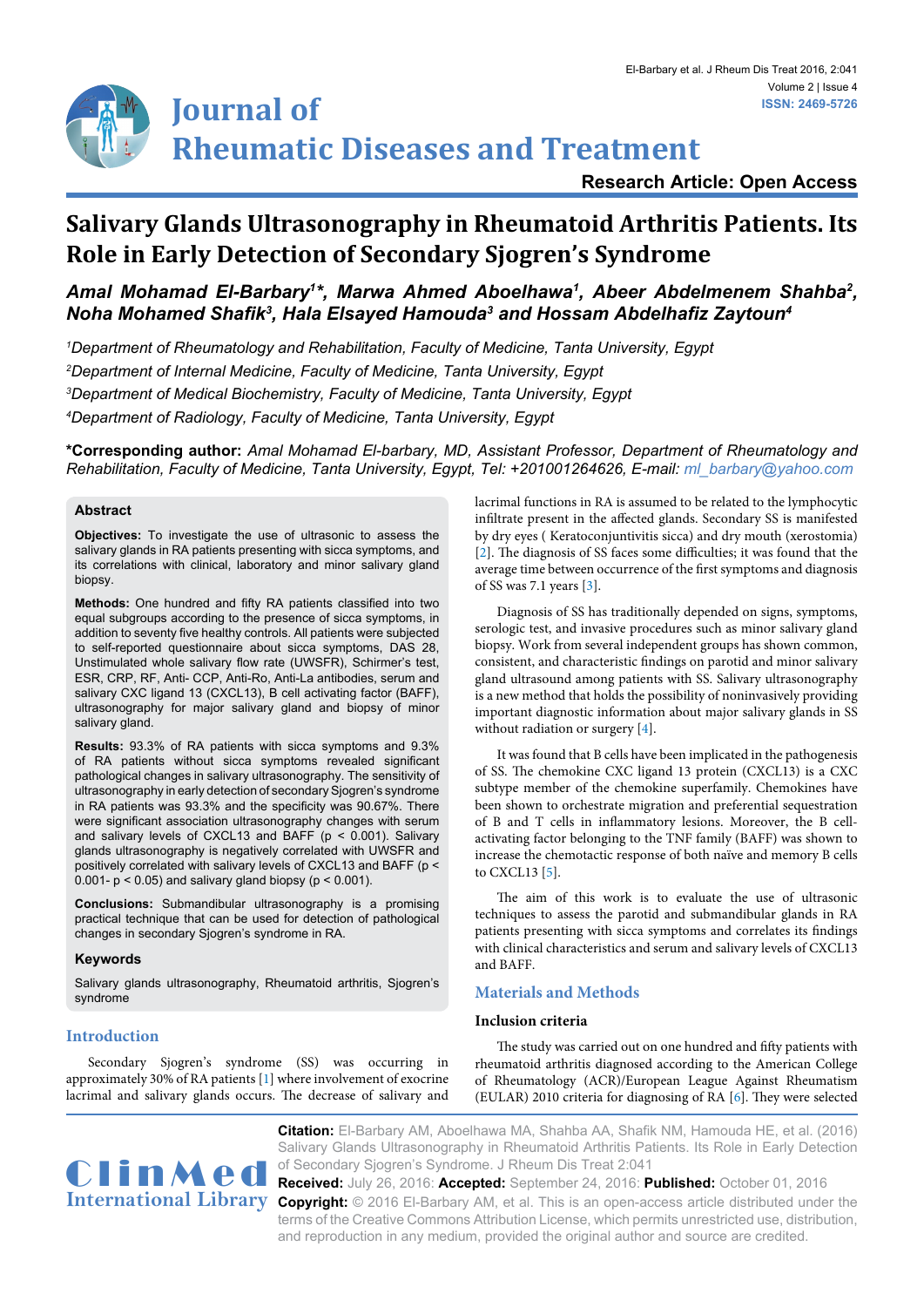# Journal of Rheumatic Diseases and Treatment

**Research Article: Open Access**

# Salivary Glands Ultrasonography in Rheumatoid Arthritis Patients. Its Role in Early Detection of Secondary Sjogren's Syndrome

***Amal Mohamad El-Barbary[1]\*, Marwa Ahmed Aboelhawa[1], Abeer Abdelmenem Shahba[2], Noha Mohamed Shafik[3], Hala Elsayed Hamouda[3] and Hossam Abdelhafiz Zaytoun[4]***

*[1]Department of Rheumatology and Rehabilitation, Faculty of Medicine, Tanta University, Egypt*

*[2]Department of Internal Medicine, Faculty of Medicine, Tanta University, Egypt*

*[3]Department of Medical Biochemistry, Faculty of Medicine, Tanta University, Egypt*

*[4]Department of Radiology, Faculty of Medicine, Tanta University, Egypt*

**\*Corresponding author:** *Amal Mohamad El-barbary, MD, Assistant Professor, Department of Rheumatology and Rehabilitation, Faculty of Medicine, Tanta University, Egypt, Tel: +201001264626, E-mail: ml_barbary@yahoo.com*

## Abstract

**Objectives:** To investigate the use of ultrasonic to assess the salivary glands in RA patients presenting with sicca symptoms, and its correlations with clinical, laboratory and minor salivary gland biopsy.

**Methods:** One hundred and fifty RA patients classified into two equal subgroups according to the presence of sicca symptoms, in addition to seventy five healthy controls. All patients were subjected to self-reported questionnaire about sicca symptoms, DAS 28, Unstimulated whole salivary flow rate (UWSFR), Schirmer's test, ESR, CRP, RF, Anti- CCP, Anti-Ro, Anti-La antibodies, serum and salivary CXC ligand 13 (CXCL13), B cell activating factor (BAFF), ultrasonography for major salivary gland and biopsy of minor salivary gland.

**Results:** 93.3% of RA patients with sicca symptoms and 9.3% of RA patients without sicca symptoms revealed significant pathological changes in salivary ultrasonography. The sensitivity of ultrasonography in early detection of secondary Sjogren's syndrome in RA patients was 93.3% and the specificity was 90.67%. There were significant association ultrasonography changes with serum and salivary levels of CXCL13 and BAFF ($p < 0.001$). Salivary glands ultrasonography is negatively correlated with UWSFR and positively correlated with salivary levels of CXCL13 and BAFF ($p < 0.001$- $p < 0.05$) and salivary gland biopsy ($p < 0.001$).

**Conclusions:** Submandibular ultrasonography is a promising practical technique that can be used for detection of pathological changes in secondary Sjogren's syndrome in RA.

### Keywords

Salivary glands ultrasonography, Rheumatoid arthritis, Sjogren's syndrome

## Introduction

Secondary Sjogren's syndrome (SS) was occurring in approximately 30% of RA patients [1] where involvement of exocrine lacrimal and salivary glands occurs. The decrease of salivary and lacrimal functions in RA is assumed to be related to the lymphocytic infiltrate present in the affected glands. Secondary SS is manifested by dry eyes ( Keratoconjuntivitis sicca) and dry mouth (xerostomia) [2]. The diagnosis of SS faces some difficulties; it was found that the average time between occurrence of the first symptoms and diagnosis of SS was 7.1 years [3].

Diagnosis of SS has traditionally depended on signs, symptoms, serologic test, and invasive procedures such as minor salivary gland biopsy. Work from several independent groups has shown common, consistent, and characteristic findings on parotid and minor salivary gland ultrasound among patients with SS. Salivary ultrasonography is a new method that holds the possibility of noninvasively providing important diagnostic information about major salivary glands in SS without radiation or surgery [4].

It was found that B cells have been implicated in the pathogenesis of SS. The chemokine CXC ligand 13 protein (CXCL13) is a CXC subtype member of the chemokine superfamily. Chemokines have been shown to orchestrate migration and preferential sequestration of B and T cells in inflammatory lesions. Moreover, the B cell-activating factor belonging to the TNF family (BAFF) was shown to increase the chemotactic response of both naïve and memory B cells to CXCL13 [5].

The aim of this work is to evaluate the use of ultrasonic techniques to assess the parotid and submandibular glands in RA patients presenting with sicca symptoms and correlates its findings with clinical characteristics and serum and salivary levels of CXCL13 and BAFF.

## Materials and Methods

### Inclusion criteria

The study was carried out on one hundred and fifty patients with rheumatoid arthritis diagnosed according to the American College of Rheumatology (ACR)/European League Against Rheumatism (EULAR) 2010 criteria for diagnosing of RA [6]. They were selected

**Citation:** El-Barbary AM, Aboelhawa MA, Shahba AA, Shafik NM, Hamouda HE, et al. (2016) Salivary Glands Ultrasonography in Rheumatoid Arthritis Patients. Its Role in Early Detection of Secondary Sjogren's Syndrome. J Rheum Dis Treat 2:041

**Received:** July 26, 2016: **Accepted:** September 24, 2016: **Published:** October 01, 2016

**Copyright:** © 2016 El-Barbary AM, et al. This is an open-access article distributed under the terms of the Creative Commons Attribution License, which permits unrestricted use, distribution, and reproduction in any medium, provided the original author and source are credited.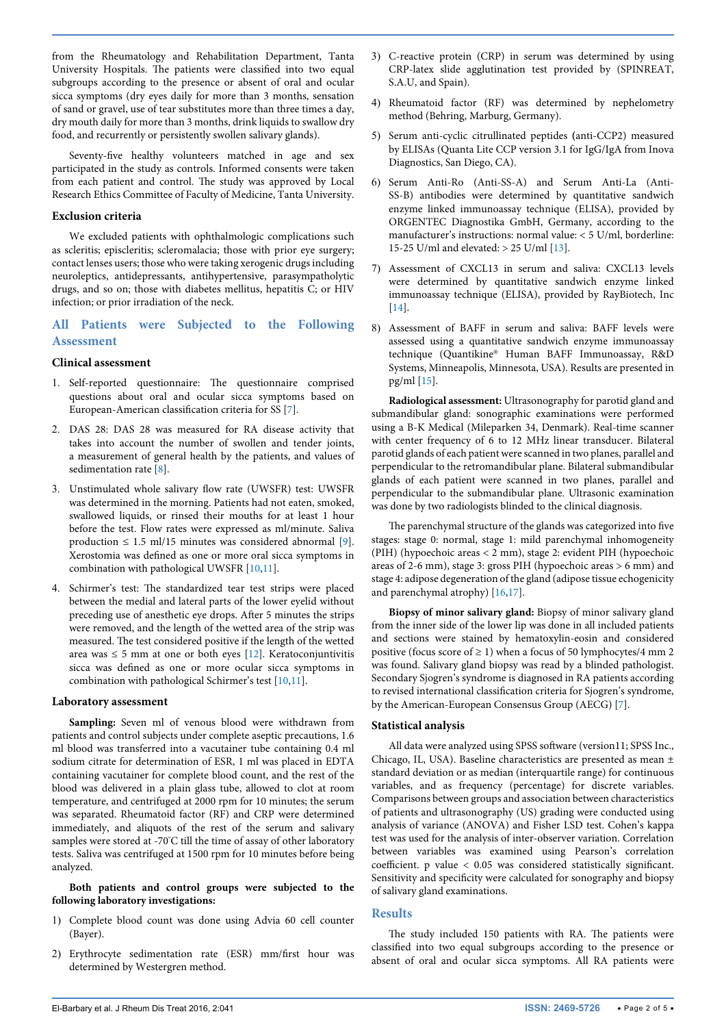from the Rheumatology and Rehabilitation Department, Tanta University Hospitals. The patients were classified into two equal subgroups according to the presence or absent of oral and ocular sicca symptoms (dry eyes daily for more than 3 months, sensation of sand or gravel, use of tear substitutes more than three times a day, dry mouth daily for more than 3 months, drink liquids to swallow dry food, and recurrently or persistently swollen salivary glands).

Seventy-five healthy volunteers matched in age and sex participated in the study as controls. Informed consents were taken from each patient and control. The study was approved by Local Research Ethics Committee of Faculty of Medicine, Tanta University.

### Exclusion criteria

We excluded patients with ophthalmologic complications such as scleritis; episcleritis; scleromalacia; those with prior eye surgery; contact lenses users; those who were taking xerogenic drugs including neuroleptics, antidepressants, antihypertensive, parasympatholytic drugs, and so on; those with diabetes mellitus, hepatitis C; or HIV infection; or prior irradiation of the neck.

## All Patients were Subjected to the Following Assessment

### Clinical assessment

1. Self-reported questionnaire: The questionnaire comprised questions about oral and ocular sicca symptoms based on European-American classification criteria for SS [7].
2. DAS 28: DAS 28 was measured for RA disease activity that takes into account the number of swollen and tender joints, a measurement of general health by the patients, and values of sedimentation rate [8].
3. Unstimulated whole salivary flow rate (UWSFR) test: UWSFR was determined in the morning. Patients had not eaten, smoked, swallowed liquids, or rinsed their mouths for at least 1 hour before the test. Flow rates were expressed as ml/minute. Saliva production ≤ 1.5 ml/15 minutes was considered abnormal [9]. Xerostomia was defined as one or more oral sicca symptoms in combination with pathological UWSFR [10,11].
4. Schirmer's test: The standardized tear test strips were placed between the medial and lateral parts of the lower eyelid without preceding use of anesthetic eye drops. After 5 minutes the strips were removed, and the length of the wetted area of the strip was measured. The test considered positive if the length of the wetted area was ≤ 5 mm at one or both eyes [12]. Keratoconjunctivitis sicca was defined as one or more ocular sicca symptoms in combination with pathological Schirmer's test [10,11].

### Laboratory assessment

**Sampling:** Seven ml of venous blood were withdrawn from patients and control subjects under complete aseptic precautions, 1.6 ml blood was transferred into a vacutainer tube containing 0.4 ml sodium citrate for determination of ESR, 1 ml was placed in EDTA containing vacutainer for complete blood count, and the rest of the blood was delivered in a plain glass tube, allowed to clot at room temperature, and centrifuged at 2000 rpm for 10 minutes; the serum was separated. Rheumatoid factor (RF) and CRP were determined immediately, and aliquots of the rest of the serum and salivary samples were stored at -70°C till the time of assay of other laboratory tests. Saliva was centrifuged at 1500 rpm for 10 minutes before being analyzed.

**Both patients and control groups were subjected to the following laboratory investigations:**

1) Complete blood count was done using Advia 60 cell counter (Bayer).
2) Erythrocyte sedimentation rate (ESR) mm/first hour was determined by Westergren method.
3) C-reactive protein (CRP) in serum was determined by using CRP-latex slide agglutination test provided by (SPINREAT, S.A.U, and Spain).
4) Rheumatoid factor (RF) was determined by nephelometry method (Behring, Marburg, Germany).
5) Serum anti-cyclic citrullinated peptides (anti-CCP2) measured by ELISAs (Quanta Lite CCP version 3.1 for IgG/IgA from Inova Diagnostics, San Diego, CA).
6) Serum Anti-Ro (Anti-SS-A) and Serum Anti-La (Anti-SS-B) antibodies were determined by quantitative sandwich enzyme linked immunoassay technique (ELISA), provided by ORGENTEC Diagnostika GmbH, Germany, according to the manufacturer's instructions: normal value: < 5 U/ml, borderline: 15-25 U/ml and elevated: > 25 U/ml [13].
7) Assessment of CXCL13 in serum and saliva: CXCL13 levels were determined by quantitative sandwich enzyme linked immunoassay technique (ELISA), provided by RayBiotech, Inc [14].
8) Assessment of BAFF in serum and saliva: BAFF levels were assessed using a quantitative sandwich enzyme immunoassay technique (Quantikine® Human BAFF Immunoassay, R&D Systems, Minneapolis, Minnesota, USA). Results are presented in pg/ml [15].

**Radiological assessment:** Ultrasonography for parotid gland and submandibular gland: sonographic examinations were performed using a B-K Medical (Mileparken 34, Denmark). Real-time scanner with center frequency of 6 to 12 MHz linear transducer. Bilateral parotid glands of each patient were scanned in two planes, parallel and perpendicular to the retromandibular plane. Bilateral submandibular glands of each patient were scanned in two planes, parallel and perpendicular to the submandibular plane. Ultrasonic examination was done by two radiologists blinded to the clinical diagnosis.

The parenchymal structure of the glands was categorized into five stages: stage 0: normal, stage 1: mild parenchymal inhomogeneity (PIH) (hypoechoic areas < 2 mm), stage 2: evident PIH (hypoechoic areas of 2-6 mm), stage 3: gross PIH (hypoechoic areas > 6 mm) and stage 4: adipose degeneration of the gland (adipose tissue echogenicity and parenchymal atrophy) [16,17].

**Biopsy of minor salivary gland:** Biopsy of minor salivary gland from the inner side of the lower lip was done in all included patients and sections were stained by hematoxylin-eosin and considered positive (focus score of ≥ 1) when a focus of 50 lymphocytes/4 mm 2 was found. Salivary gland biopsy was read by a blinded pathologist. Secondary Sjogren's syndrome is diagnosed in RA patients according to revised international classification criteria for Sjogren's syndrome, by the American-European Consensus Group (AECG) [7].

### Statistical analysis

All data were analyzed using SPSS software (version11; SPSS Inc., Chicago, IL, USA). Baseline characteristics are presented as mean ± standard deviation or as median (interquartile range) for continuous variables, and as frequency (percentage) for discrete variables. Comparisons between groups and association between characteristics of patients and ultrasonography (US) grading were conducted using analysis of variance (ANOVA) and Fisher LSD test. Cohen's kappa test was used for the analysis of inter-observer variation. Correlation between variables was examined using Pearson's correlation coefficient. p value < 0.05 was considered statistically significant. Sensitivity and specificity were calculated for sonography and biopsy of salivary gland examinations.

## Results

The study included 150 patients with RA. The patients were classified into two equal subgroups according to the presence or absent of oral and ocular sicca symptoms. All RA patients were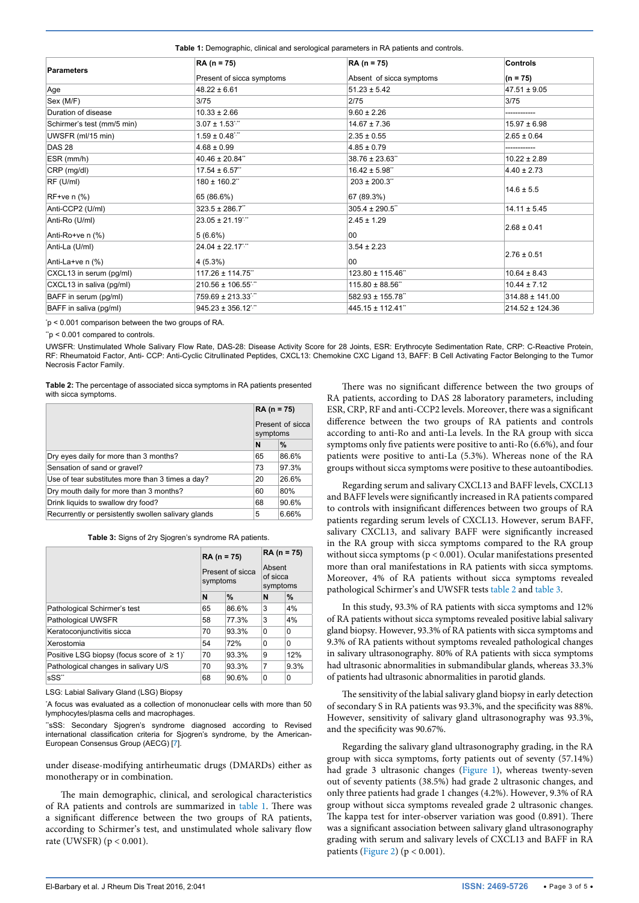**Table 1:** Demographic, clinical and serological parameters in RA patients and controls.

| Parameters | RA (n = 75) Present of sicca symptoms | RA (n = 75) Absent of sicca symptoms | Controls (n = 75) |
|---|---|---|---|
| Age | 48.22 ± 6.61 | 51.23 ± 5.42 | 47.51 ± 9.05 |
| Sex (M/F) | 3/75 | 2/75 | 3/75 |
| Duration of disease | 10.33 ± 2.66 | 9.60 ± 2.26 | ------------ |
| Schirmer's test (mm/5 min) | 3.07 ± 1.53*,** | 14.67 ± 7.36 | 15.97 ± 6.98 |
| UWSFR (ml/15 min) | 1.59 ± 0.48*,** | 2.35 ± 0.55 | 2.65 ± 0.64 |
| DAS 28 | 4.68 ± 0.99 | 4.85 ± 0.79 | ------------ |
| ESR (mm/h) | 40.46 ± 20.84** | 38.76 ± 23.63** | 10.22 ± 2.89 |
| CRP (mg/dl) | 17.54 ± 6.57** | 16.42 ± 5.98** | 4.40 ± 2.73 |
| RF (U/ml) | 180 ± 160.2** | 203 ± 200.3** | 14.6 ± 5.5 |
| RF+ve n (%) | 65 (86.6%) | 67 (89.3%) | |
| Anti-CCP2 (U/ml) | 323.5 ± 286.7** | 305.4 ± 290.5** | 14.11 ± 5.45 |
| Anti-Ro (U/ml) | 23.05 ± 21.19*,** | 2.45 ± 1.29 | 2.68 ± 0.41 |
| Anti-Ro+ve n (%) | 5 (6.6%) | 00 | |
| Anti-La (U/ml) | 24.04 ± 22.17*,** | 3.54 ± 2.23 | 2.76 ± 0.51 |
| Anti-La+ve n (%) | 4 (5.3%) | 00 | |
| CXCL13 in serum (pg/ml) | 117.26 ± 114.75** | 123.80 ± 115.46** | 10.64 ± 8.43 |
| CXCL13 in saliva (pg/ml) | 210.56 ± 106.55*,** | 115.80 ± 88.56** | 10.44 ± 7.12 |
| BAFF in serum (pg/ml) | 759.69 ± 213.33*,** | 582.93 ± 155.78** | 314.88 ± 141.00 |
| BAFF in saliva (pg/ml) | 945.23 ± 356.12*,** | 445.15 ± 112.41** | 214.52 ± 124.36 |

*p < 0.001 comparison between the two groups of RA.

**p < 0.001 compared to controls.

UWSFR: Unstimulated Whole Salivary Flow Rate, DAS-28: Disease Activity Score for 28 Joints, ESR: Erythrocyte Sedimentation Rate, CRP: C-Reactive Protein, RF: Rheumatoid Factor, Anti- CCP: Anti-Cyclic Citrullinated Peptides, CXCL13: Chemokine CXC Ligand 13, BAFF: B Cell Activating Factor Belonging to the Tumor Necrosis Factor Family.

**Table 2:** The percentage of associated sicca symptoms in RA patients presented with sicca symptoms.

| | RA (n = 75) Present of sicca symptoms | |
|---|---|---|
| | N | % |
| Dry eyes daily for more than 3 months? | 65 | 86.6% |
| Sensation of sand or gravel? | 73 | 97.3% |
| Use of tear substitutes more than 3 times a day? | 20 | 26.6% |
| Dry mouth daily for more than 3 months? | 60 | 80% |
| Drink liquids to swallow dry food? | 68 | 90.6% |
| Recurrently or persistently swollen salivary glands | 5 | 6.66% |

**Table 3:** Signs of 2ry Sjogren's syndrome RA patients.

| | RA (n = 75) Present of sicca symptoms | | RA (n = 75) Absent of sicca symptoms | |
|---|---|---|---|---|
| | N | % | N | % |
| Pathological Schirmer's test | 65 | 86.6% | 3 | 4% |
| Pathological UWSFR | 58 | 77.3% | 3 | 4% |
| Keratoconjunctivitis sicca | 70 | 93.3% | 0 | 0 |
| Xerostomia | 54 | 72% | 0 | 0 |
| Positive LSG biopsy (focus score of ≥ 1)* | 70 | 93.3% | 9 | 12% |
| Pathological changes in salivary U/S | 70 | 93.3% | 7 | 9.3% |
| sSS** | 68 | 90.6% | 0 | 0 |

LSG: Labial Salivary Gland (LSG) Biopsy

*A focus was evaluated as a collection of mononuclear cells with more than 50 lymphocytes/plasma cells and macrophages.

**sSS: Secondary Sjogren's syndrome diagnosed according to Revised international classification criteria for Sjogren's syndrome, by the American-European Consensus Group (AECG) [7].

under disease-modifying antirheumatic drugs (DMARDs) either as monotherapy or in combination.

The main demographic, clinical, and serological characteristics of RA patients and controls are summarized in table 1. There was a significant difference between the two groups of RA patients, according to Schirmer's test, and unstimulated whole salivary flow rate (UWSFR) ($p < 0.001$).

There was no significant difference between the two groups of RA patients, according to DAS 28 laboratory parameters, including ESR, CRP, RF and anti-CCP2 levels. Moreover, there was a significant difference between the two groups of RA patients and controls according to anti-Ro and anti-La levels. In the RA group with sicca symptoms only five patients were positive to anti-Ro (6.6%), and four patients were positive to anti-La (5.3%). Whereas none of the RA groups without sicca symptoms were positive to these autoantibodies.

Regarding serum and salivary CXCL13 and BAFF levels, CXCL13 and BAFF levels were significantly increased in RA patients compared to controls with insignificant differences between two groups of RA patients regarding serum levels of CXCL13. However, serum BAFF, salivary CXCL13, and salivary BAFF were significantly increased in the RA group with sicca symptoms compared to the RA group without sicca symptoms ($p < 0.001$). Ocular manifestations presented more than oral manifestations in RA patients with sicca symptoms. Moreover, 4% of RA patients without sicca symptoms revealed pathological Schirmer's and UWSFR tests table 2 and table 3.

In this study, 93.3% of RA patients with sicca symptoms and 12% of RA patients without sicca symptoms revealed positive labial salivary gland biopsy. However, 93.3% of RA patients with sicca symptoms and 9.3% of RA patients without symptoms revealed pathological changes in salivary ultrasonography. 80% of RA patients with sicca symptoms had ultrasonic abnormalities in submandibular glands, whereas 33.3% of patients had ultrasonic abnormalities in parotid glands.

The sensitivity of the labial salivary gland biopsy in early detection of secondary S in RA patients was 93.3%, and the specificity was 88%. However, sensitivity of salivary gland ultrasonography was 93.3%, and the specificity was 90.67%.

Regarding the salivary gland ultrasonography grading, in the RA group with sicca symptoms, forty patients out of seventy (57.14%) had grade 3 ultrasonic changes (Figure 1), whereas twenty-seven out of seventy patients (38.5%) had grade 2 ultrasonic changes, and only three patients had grade 1 changes (4.2%). However, 9.3% of RA group without sicca symptoms revealed grade 2 ultrasonic changes. The kappa test for inter-observer variation was good (0.891). There was a significant association between salivary gland ultrasonography grading with serum and salivary levels of CXCL13 and BAFF in RA patients (Figure 2) ($p < 0.001$).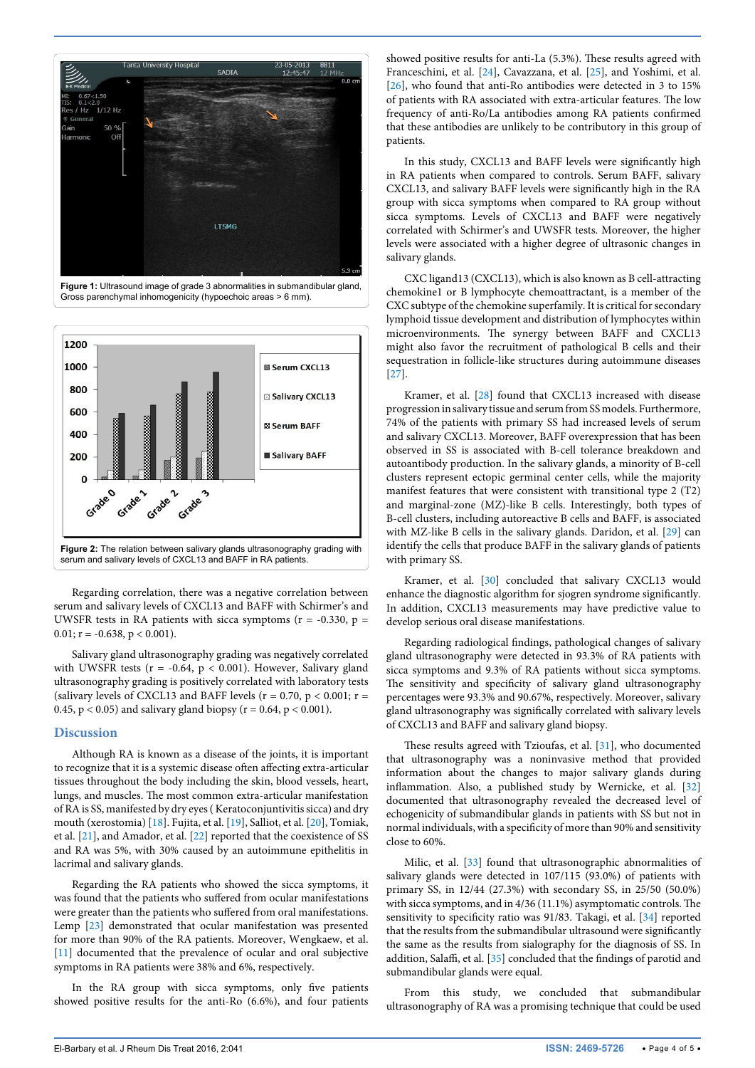Figure 1: Ultrasound image of grade 3 abnormalities in submandibular gland, Gross parenchymal inhomogenicity (hypoechoic areas > 6 mm).

Figure 2: The relation between salivary glands ultrasonography grading with serum and salivary levels of CXCL13 and BAFF in RA patients.

Regarding correlation, there was a negative correlation between serum and salivary levels of CXCL13 and BAFF with Schirmer's and UWSFR tests in RA patients with sicca symptoms ($r = -0.330$, $p = 0.01$; $r = -0.638$, $p < 0.001$).

Salivary gland ultrasonography grading was negatively correlated with UWSFR tests ($r = -0.64$, $p < 0.001$). However, Salivary gland ultrasonography grading is positively correlated with laboratory tests (salivary levels of CXCL13 and BAFF levels ($r = 0.70$, $p < 0.001$; $r = 0.45$, $p < 0.05$) and salivary gland biopsy ($r = 0.64$, $p < 0.001$).

## Discussion

Although RA is known as a disease of the joints, it is important to recognize that it is a systemic disease often affecting extra-articular tissues throughout the body including the skin, blood vessels, heart, lungs, and muscles. The most common extra-articular manifestation of RA is SS, manifested by dry eyes (Keratoconjuntivitis sicca) and dry mouth (xerostomia) [18]. Fujita, et al. [19], Salliot, et al. [20], Tomiak, et al. [21], and Amador, et al. [22] reported that the coexistence of SS and RA was 5%, with 30% caused by an autoimmune epithelitis in lacrimal and salivary glands.

Regarding the RA patients who showed the sicca symptoms, it was found that the patients who suffered from ocular manifestations were greater than the patients who suffered from oral manifestations. Lemp [23] demonstrated that ocular manifestation was presented for more than 90% of the RA patients. Moreover, Wengkaew, et al. [11] documented that the prevalence of ocular and oral subjective symptoms in RA patients were 38% and 6%, respectively.

In the RA group with sicca symptoms, only five patients showed positive results for the anti-Ro (6.6%), and four patients showed positive results for anti-La (5.3%). These results agreed with Franceschini, et al. [24], Cavazzana, et al. [25], and Yoshimi, et al. [26], who found that anti-Ro antibodies were detected in 3 to 15% of patients with RA associated with extra-articular features. The low frequency of anti-Ro/La antibodies among RA patients confirmed that these antibodies are unlikely to be contributory in this group of patients.

In this study, CXCL13 and BAFF levels were significantly high in RA patients when compared to controls. Serum BAFF, salivary CXCL13, and salivary BAFF levels were significantly high in the RA group with sicca symptoms when compared to RA group without sicca symptoms. Levels of CXCL13 and BAFF were negatively correlated with Schirmer's and UWSFR tests. Moreover, the higher levels were associated with a higher degree of ultrasonic changes in salivary glands.

CXC ligand13 (CXCL13), which is also known as B cell-attracting chemokine1 or B lymphocyte chemoattractant, is a member of the CXC subtype of the chemokine superfamily. It is critical for secondary lymphoid tissue development and distribution of lymphocytes within microenvironments. The synergy between BAFF and CXCL13 might also favor the recruitment of pathological B cells and their sequestration in follicle-like structures during autoimmune diseases [27].

Kramer, et al. [28] found that CXCL13 increased with disease progression in salivary tissue and serum from SS models. Furthermore, 74% of the patients with primary SS had increased levels of serum and salivary CXCL13. Moreover, BAFF overexpression that has been observed in SS is associated with B-cell tolerance breakdown and autoantibody production. In the salivary glands, a minority of B-cell clusters represent ectopic germinal center cells, while the majority manifest features that were consistent with transitional type 2 (T2) and marginal-zone (MZ)-like B cells. Interestingly, both types of B-cell clusters, including autoreactive B cells and BAFF, is associated with MZ-like B cells in the salivary glands. Daridon, et al. [29] can identify the cells that produce BAFF in the salivary glands of patients with primary SS.

Kramer, et al. [30] concluded that salivary CXCL13 would enhance the diagnostic algorithm for sjogren syndrome significantly. In addition, CXCL13 measurements may have predictive value to develop serious oral disease manifestations.

Regarding radiological findings, pathological changes of salivary gland ultrasonography were detected in 93.3% of RA patients with sicca symptoms and 9.3% of RA patients without sicca symptoms. The sensitivity and specificity of salivary gland ultrasonography percentages were 93.3% and 90.67%, respectively. Moreover, salivary gland ultrasonography was significantly correlated with salivary levels of CXCL13 and BAFF and salivary gland biopsy.

These results agreed with Tzioufas, et al. [31], who documented that ultrasonography was a noninvasive method that provided information about the changes to major salivary glands during inflammation. Also, a published study by Wernicke, et al. [32] documented that ultrasonography revealed the decreased level of echogenicity of submandibular glands in patients with SS but not in normal individuals, with a specificity of more than 90% and sensitivity close to 60%.

Milic, et al. [33] found that ultrasonographic abnormalities of salivary glands were detected in 107/115 (93.0%) of patients with primary SS, in 12/44 (27.3%) with secondary SS, in 25/50 (50.0%) with sicca symptoms, and in 4/36 (11.1%) asymptomatic controls. The sensitivity to specificity ratio was 91/83. Takagi, et al. [34] reported that the results from the submandibular ultrasound were significantly the same as the results from sialography for the diagnosis of SS. In addition, Salaffi, et al. [35] concluded that the findings of parotid and submandibular glands were equal.

From this study, we concluded that submandibular ultrasonography of RA was a promising technique that could be used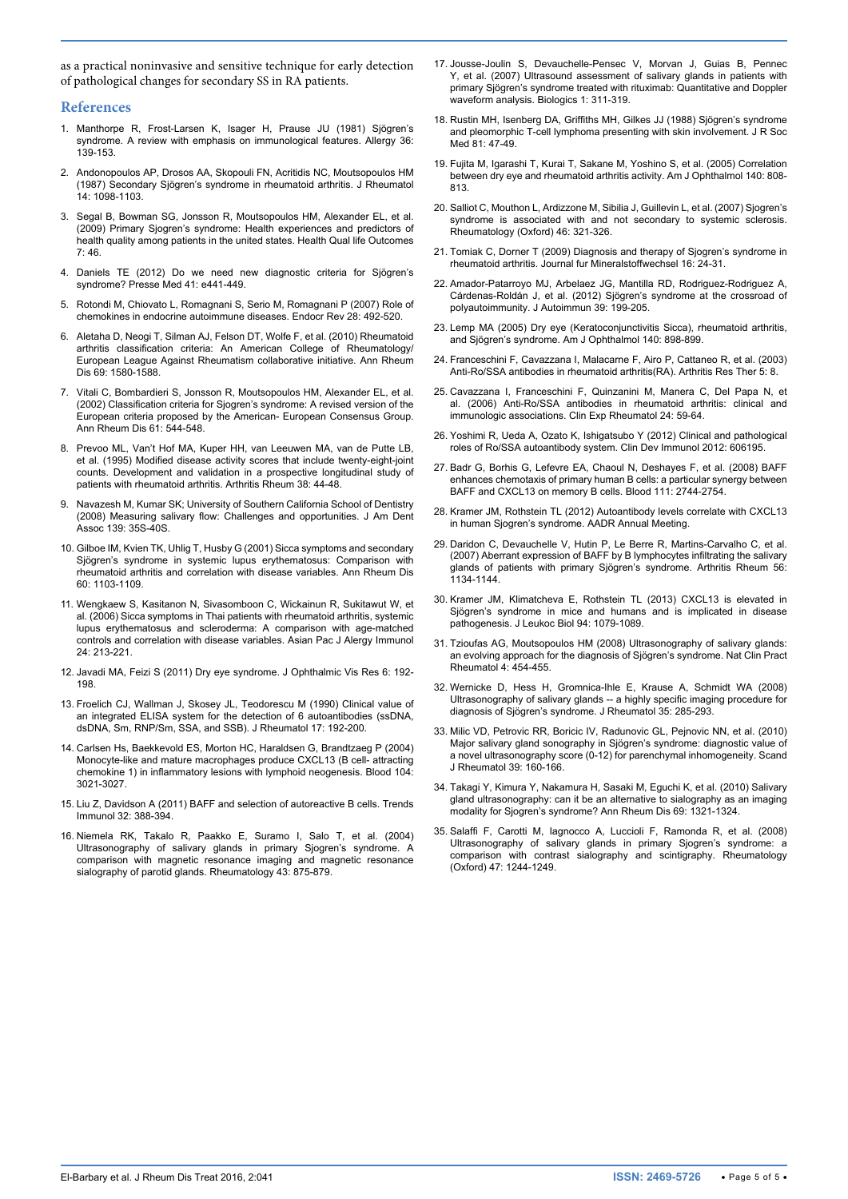as a practical noninvasive and sensitive technique for early detection of pathological changes for secondary SS in RA patients.

## References

1. Manthorpe R, Frost-Larsen K, Isager H, Prause JU (1981) Sjögren's syndrome. A review with emphasis on immunological features. Allergy 36: 139-153.

2. Andonopoulos AP, Drosos AA, Skopouli FN, Acritidis NC, Moutsopoulos HM (1987) Secondary Sjögren's syndrome in rheumatoid arthritis. J Rheumatol 14: 1098-1103.

3. Segal B, Bowman SG, Jonsson R, Moutsopoulos HM, Alexander EL, et al. (2009) Primary Sjogren's syndrome: Health experiences and predictors of health quality among patients in the united states. Health Qual life Outcomes 7: 46.

4. Daniels TE (2012) Do we need new diagnostic criteria for Sjögren's syndrome? Presse Med 41: e441-449.

5. Rotondi M, Chiovato L, Romagnani S, Serio M, Romagnani P (2007) Role of chemokines in endocrine autoimmune diseases. Endocr Rev 28: 492-520.

6. Aletaha D, Neogi T, Silman AJ, Felson DT, Wolfe F, et al. (2010) Rheumatoid arthritis classification criteria: An American College of Rheumatology/ European League Against Rheumatism collaborative initiative. Ann Rheum Dis 69: 1580-1588.

7. Vitali C, Bombardieri S, Jonsson R, Moutsopoulos HM, Alexander EL, et al. (2002) Classification criteria for Sjogren's syndrome: A revised version of the European criteria proposed by the American- European Consensus Group. Ann Rheum Dis 61: 544-548.

8. Prevoo ML, Van't Hof MA, Kuper HH, van Leeuwen MA, van de Putte LB, et al. (1995) Modified disease activity scores that include twenty-eight-joint counts. Development and validation in a prospective longitudinal study of patients with rheumatoid arthritis. Arthritis Rheum 38: 44-48.

9. Navazesh M, Kumar SK; University of Southern California School of Dentistry (2008) Measuring salivary flow: Challenges and opportunities. J Am Dent Assoc 139: 35S-40S.

10. Gilboe IM, Kvien TK, Uhlig T, Husby G (2001) Sicca symptoms and secondary Sjögren's syndrome in systemic lupus erythematosus: Comparison with rheumatoid arthritis and correlation with disease variables. Ann Rheum Dis 60: 1103-1109.

11. Wengkaew S, Kasitanon N, Sivasomboon C, Wickainun R, Sukitawut W, et al. (2006) Sicca symptoms in Thai patients with rheumatoid arthritis, systemic lupus erythematosus and scleroderma: A comparison with age-matched controls and correlation with disease variables. Asian Pac J Allergy Immunol 24: 213-221.

12. Javadi MA, Feizi S (2011) Dry eye syndrome. J Ophthalmic Vis Res 6: 192-198.

13. Froelich CJ, Wallman J, Skosey JL, Teodorescu M (1990) Clinical value of an integrated ELISA system for the detection of 6 autoantibodies (ssDNA, dsDNA, Sm, RNP/Sm, SSA, and SSB). J Rheumatol 17: 192-200.

14. Carlsen Hs, Baekkevold ES, Morton HC, Haraldsen G, Brandtzaeg P (2004) Monocyte-like and mature macrophages produce CXCL13 (B cell- attracting chemokine 1) in inflammatory lesions with lymphoid neogenesis. Blood 104: 3021-3027.

15. Liu Z, Davidson A (2011) BAFF and selection of autoreactive B cells. Trends Immunol 32: 388-394.

16. Niemela RK, Takalo R, Paakko E, Suramo I, Salo T, et al. (2004) Ultrasonography of salivary glands in primary Sjogren's syndrome. A comparison with magnetic resonance imaging and magnetic resonance sialography of parotid glands. Rheumatology 43: 875-879.

17. Jousse-Joulin S, Devauchelle-Pensec V, Morvan J, Guias B, Pennec Y, et al. (2007) Ultrasound assessment of salivary glands in patients with primary Sjögren's syndrome treated with rituximab: Quantitative and Doppler waveform analysis. Biologics 1: 311-319.

18. Rustin MH, Isenberg DA, Griffiths MH, Gilkes JJ (1988) Sjögren's syndrome and pleomorphic T-cell lymphoma presenting with skin involvement. J R Soc Med 81: 47-49.

19. Fujita M, Igarashi T, Kurai T, Sakane M, Yoshino S, et al. (2005) Correlation between dry eye and rheumatoid arthritis activity. Am J Ophthalmol 140: 808-813.

20. Salliot C, Mouthon L, Ardizzone M, Sibilia J, Guillevin L, et al. (2007) Sjogren's syndrome is associated with and not secondary to systemic sclerosis. Rheumatology (Oxford) 46: 321-326.

21. Tomiak C, Dorner T (2009) Diagnosis and therapy of Sjogren's syndrome in rheumatoid arthritis. Journal fur Mineralstoffwechsel 16: 24-31.

22. Amador-Patarroyo MJ, Arbelaez JG, Mantilla RD, Rodriguez-Rodriguez A, Cárdenas-Roldán J, et al. (2012) Sjögren's syndrome at the crossroad of polyautoimmunity. J Autoimmun 39: 199-205.

23. Lemp MA (2005) Dry eye (Keratoconjunctivitis Sicca), rheumatoid arthritis, and Sjögren's syndrome. Am J Ophthalmol 140: 898-899.

24. Franceschini F, Cavazzana I, Malacarne F, Airo P, Cattaneo R, et al. (2003) Anti-Ro/SSA antibodies in rheumatoid arthritis(RA). Arthritis Res Ther 5: 8.

25. Cavazzana I, Franceschini F, Quinzanini M, Manera C, Del Papa N, et al. (2006) Anti-Ro/SSA antibodies in rheumatoid arthritis: clinical and immunologic associations. Clin Exp Rheumatol 24: 59-64.

26. Yoshimi R, Ueda A, Ozato K, Ishigatsubo Y (2012) Clinical and pathological roles of Ro/SSA autoantibody system. Clin Dev Immunol 2012: 606195.

27. Badr G, Borhis G, Lefevre EA, Chaoul N, Deshayes F, et al. (2008) BAFF enhances chemotaxis of primary human B cells: a particular synergy between BAFF and CXCL13 on memory B cells. Blood 111: 2744-2754.

28. Kramer JM, Rothstein TL (2012) Autoantibody levels correlate with CXCL13 in human Sjogren's syndrome. AADR Annual Meeting.

29. Daridon C, Devauchelle V, Hutin P, Le Berre R, Martins-Carvalho C, et al. (2007) Aberrant expression of BAFF by B lymphocytes infiltrating the salivary glands of patients with primary Sjögren's syndrome. Arthritis Rheum 56: 1134-1144.

30. Kramer JM, Klimatcheva E, Rothstein TL (2013) CXCL13 is elevated in Sjögren's syndrome in mice and humans and is implicated in disease pathogenesis. J Leukoc Biol 94: 1079-1089.

31. Tzioufas AG, Moutsopoulos HM (2008) Ultrasonography of salivary glands: an evolving approach for the diagnosis of Sjögren's syndrome. Nat Clin Pract Rheumatol 4: 454-455.

32. Wernicke D, Hess H, Gromnica-Ihle E, Krause A, Schmidt WA (2008) Ultrasonography of salivary glands -- a highly specific imaging procedure for diagnosis of Sjögren's syndrome. J Rheumatol 35: 285-293.

33. Milic VD, Petrovic RR, Boricic IV, Radunovic GL, Pejnovic NN, et al. (2010) Major salivary gland sonography in Sjögren's syndrome: diagnostic value of a novel ultrasonography score (0-12) for parenchymal inhomogeneity. Scand J Rheumatol 39: 160-166.

34. Takagi Y, Kimura Y, Nakamura H, Sasaki M, Eguchi K, et al. (2010) Salivary gland ultrasonography: can it be an alternative to sialography as an imaging modality for Sjogren's syndrome? Ann Rheum Dis 69: 1321-1324.

35. Salaffi F, Carotti M, Iagnocco A, Luccioli F, Ramonda R, et al. (2008) Ultrasonography of salivary glands in primary Sjogren's syndrome: a comparison with contrast sialography and scintigraphy. Rheumatology (Oxford) 47: 1244-1249.